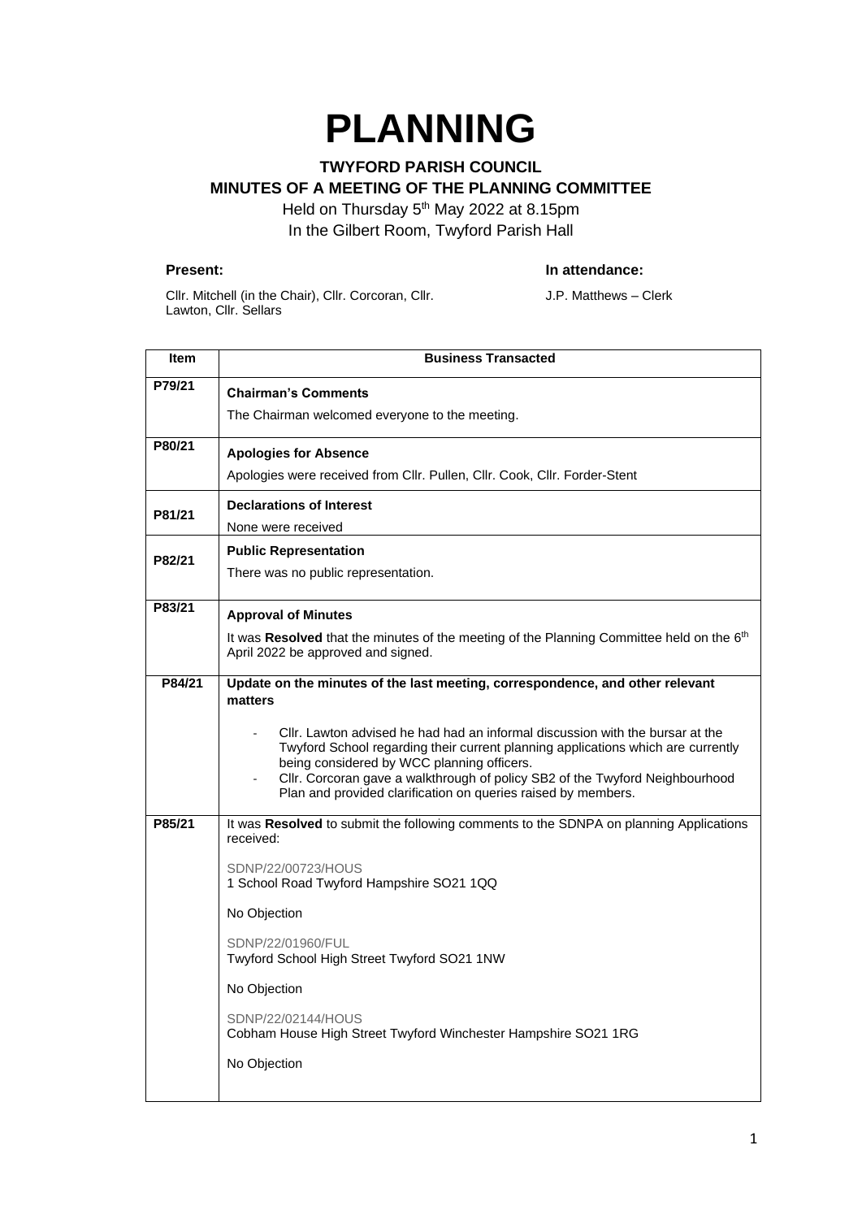# PLANNING

## TWYFORD PARISH COUNCIL
## MINUTES OF A MEETING OF THE PLANNING COMMITTEE

Held on Thursday 5th May 2022 at 8.15pm
In the Gilbert Room, Twyford Parish Hall

**Present:**

Cllr. Mitchell (in the Chair), Cllr. Corcoran, Cllr. Lawton, Cllr. Sellars

**In attendance:**

J.P. Matthews – Clerk

| Item | Business Transacted |
|---|---|
| P79/21 | **Chairman's Comments**<br>The Chairman welcomed everyone to the meeting. |
| P80/21 | **Apologies for Absence**<br>Apologies were received from Cllr. Pullen, Cllr. Cook, Cllr. Forder-Stent |
| P81/21 | **Declarations of Interest**<br>None were received |
| P82/21 | **Public Representation**<br>There was no public representation. |
| P83/21 | **Approval of Minutes**<br>It was **Resolved** that the minutes of the meeting of the Planning Committee held on the 6th April 2022 be approved and signed. |
| P84/21 | **Update on the minutes of the last meeting, correspondence, and other relevant matters**<br>- Cllr. Lawton advised he had had an informal discussion with the bursar at the Twyford School regarding their current planning applications which are currently being considered by WCC planning officers.<br>- Cllr. Corcoran gave a walkthrough of policy SB2 of the Twyford Neighbourhood Plan and provided clarification on queries raised by members. |
| P85/21 | It was **Resolved** to submit the following comments to the SDNPA on planning Applications received:<br><br>SDNP/22/00723/HOUS<br>1 School Road Twyford Hampshire SO21 1QQ<br><br>No Objection<br><br>SDNP/22/01960/FUL<br>Twyford School High Street Twyford SO21 1NW<br><br>No Objection<br><br>SDNP/22/02144/HOUS<br>Cobham House High Street Twyford Winchester Hampshire SO21 1RG<br><br>No Objection |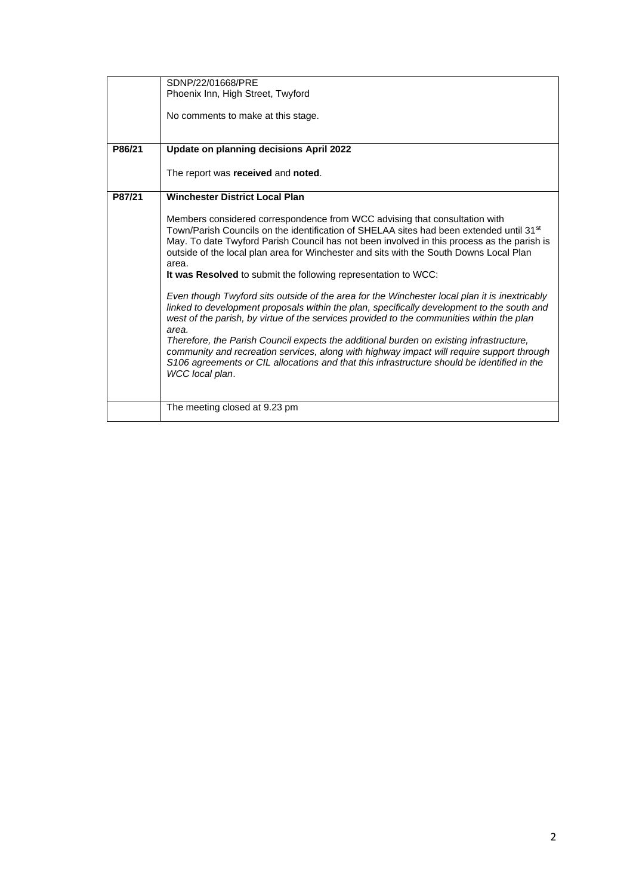| | |
|---|---|
| | SDNP/22/01668/PRE<br>Phoenix Inn, High Street, Twyford<br><br>No comments to make at this stage. |
| **P86/21** | **Update on planning decisions April 2022**<br><br>The report was **received** and **noted**. |
| **P87/21** | **Winchester District Local Plan**<br><br>Members considered correspondence from WCC advising that consultation with Town/Parish Councils on the identification of SHELAA sites had been extended until 31st May. To date Twyford Parish Council has not been involved in this process as the parish is outside of the local plan area for Winchester and sits with the South Downs Local Plan area.<br>**It was Resolved** to submit the following representation to WCC:<br><br>*Even though Twyford sits outside of the area for the Winchester local plan it is inextricably linked to development proposals within the plan, specifically development to the south and west of the parish, by virtue of the services provided to the communities within the plan area.*<br>*Therefore, the Parish Council expects the additional burden on existing infrastructure, community and recreation services, along with highway impact will require support through S106 agreements or CIL allocations and that this infrastructure should be identified in the WCC local plan*. |
| | The meeting closed at 9.23 pm |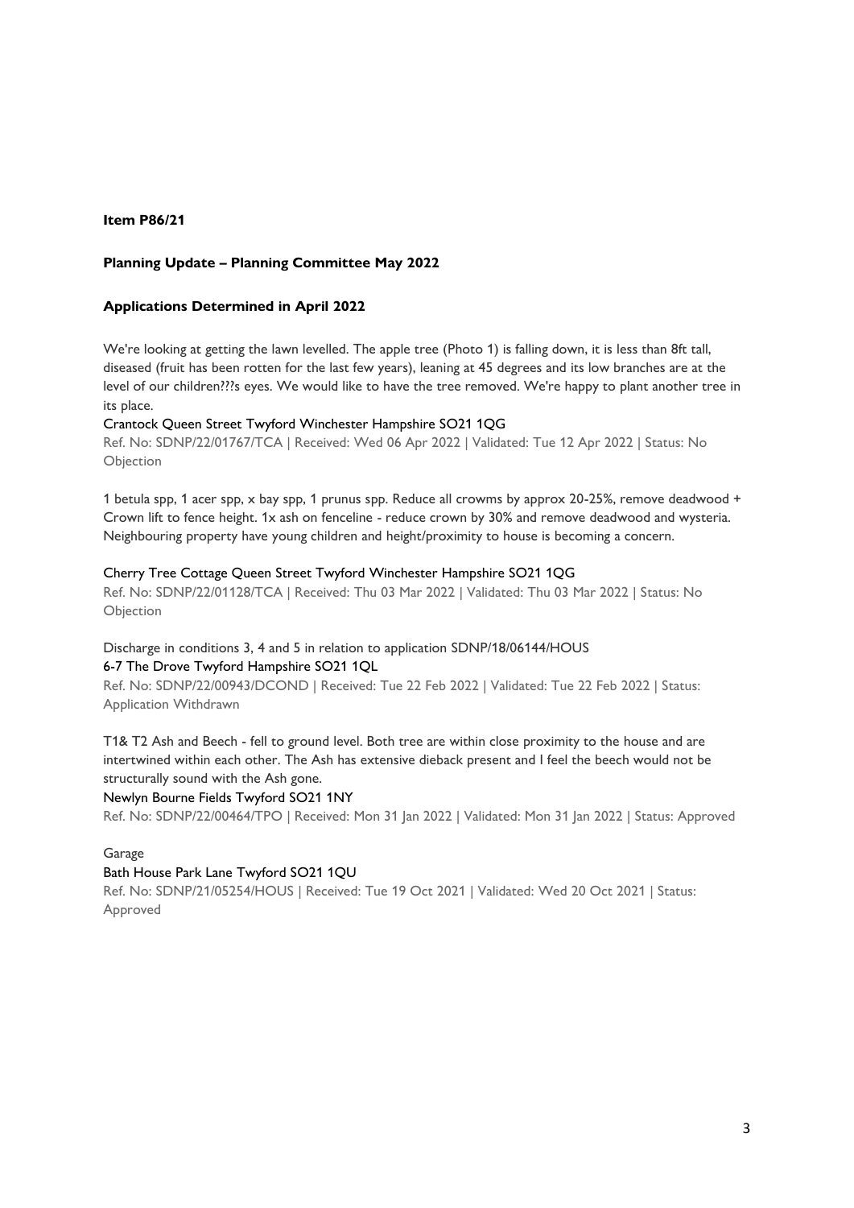**Item P86/21**

**Planning Update – Planning Committee May 2022**

**Applications Determined in April 2022**

We're looking at getting the lawn levelled. The apple tree (Photo 1) is falling down, it is less than 8ft tall, diseased (fruit has been rotten for the last few years), leaning at 45 degrees and its low branches are at the level of our children???s eyes. We would like to have the tree removed. We're happy to plant another tree in its place.

Crantock Queen Street Twyford Winchester Hampshire SO21 1QG

Ref. No: SDNP/22/01767/TCA | Received: Wed 06 Apr 2022 | Validated: Tue 12 Apr 2022 | Status: No Objection

1 betula spp, 1 acer spp, x bay spp, 1 prunus spp. Reduce all crowms by approx 20-25%, remove deadwood + Crown lift to fence height. 1x ash on fenceline - reduce crown by 30% and remove deadwood and wysteria. Neighbouring property have young children and height/proximity to house is becoming a concern.

Cherry Tree Cottage Queen Street Twyford Winchester Hampshire SO21 1QG

Ref. No: SDNP/22/01128/TCA | Received: Thu 03 Mar 2022 | Validated: Thu 03 Mar 2022 | Status: No Objection

Discharge in conditions 3, 4 and 5 in relation to application SDNP/18/06144/HOUS

6-7 The Drove Twyford Hampshire SO21 1QL

Ref. No: SDNP/22/00943/DCOND | Received: Tue 22 Feb 2022 | Validated: Tue 22 Feb 2022 | Status: Application Withdrawn

T1& T2 Ash and Beech - fell to ground level. Both tree are within close proximity to the house and are intertwined within each other. The Ash has extensive dieback present and I feel the beech would not be structurally sound with the Ash gone.

Newlyn Bourne Fields Twyford SO21 1NY

Ref. No: SDNP/22/00464/TPO | Received: Mon 31 Jan 2022 | Validated: Mon 31 Jan 2022 | Status: Approved

Garage

Bath House Park Lane Twyford SO21 1QU

Ref. No: SDNP/21/05254/HOUS | Received: Tue 19 Oct 2021 | Validated: Wed 20 Oct 2021 | Status: Approved